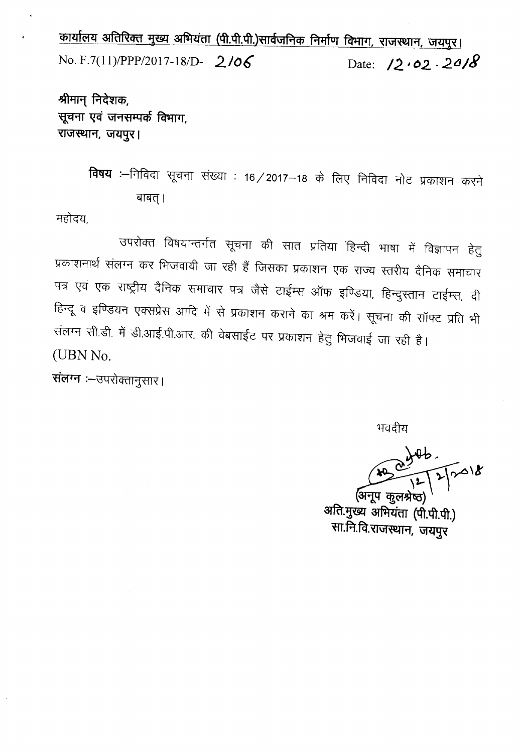<u>कार्यालय अतिरिक्त मुख्य अभियंता (पी.पी.पी.)सार्वजनिक निर्माण विभाग, राजस्थान, जयपुर।</u>

No. F.7(11)/PPP/2017-18/D- 2106 Date: 12.02.2018

**श्रीमान् निदेशक,**
**सूचना एवं जनसम्पर्क विभाग,**
**राजस्थान, जयपुर।**

**विषय** :–निविदा सूचना संख्या : 16/2017–18 के लिए निविदा नोट प्रकाशन करने बाबत्।

महोदय,

उपरोक्त विषयान्तर्गत सूचना की सात प्रतिया हिन्दी भाषा में विज्ञापन हेतु प्रकाशनार्थ संलग्न कर भिजवायी जा रही हैं जिसका प्रकाशन एक राज्य स्तरीय दैनिक समाचार पत्र एवं एक राष्ट्रीय दैनिक समाचार पत्र जैसे टाईम्स ऑफ इण्डिया, हिन्दुस्तान टाईम्स, दी हिन्दू व इण्डियन एक्सप्रेस आदि में से प्रकाशन कराने का श्रम करें। सूचना की सॉफ्ट प्रति भी संलग्न सी.डी. में डी.आई.पी.आर. की वेबसाईट पर प्रकाशन हेतु भिजवाई जा रही है।

(UBN No.

**संलग्न** :–उपरोक्तानुसार।

भवदीय

12/2/2018

(अनूप कुलश्रेष्ठ)
अति.मुख्य अभियंता (पी.पी.पी.)
सा.नि.वि.राजस्थान, जयपुर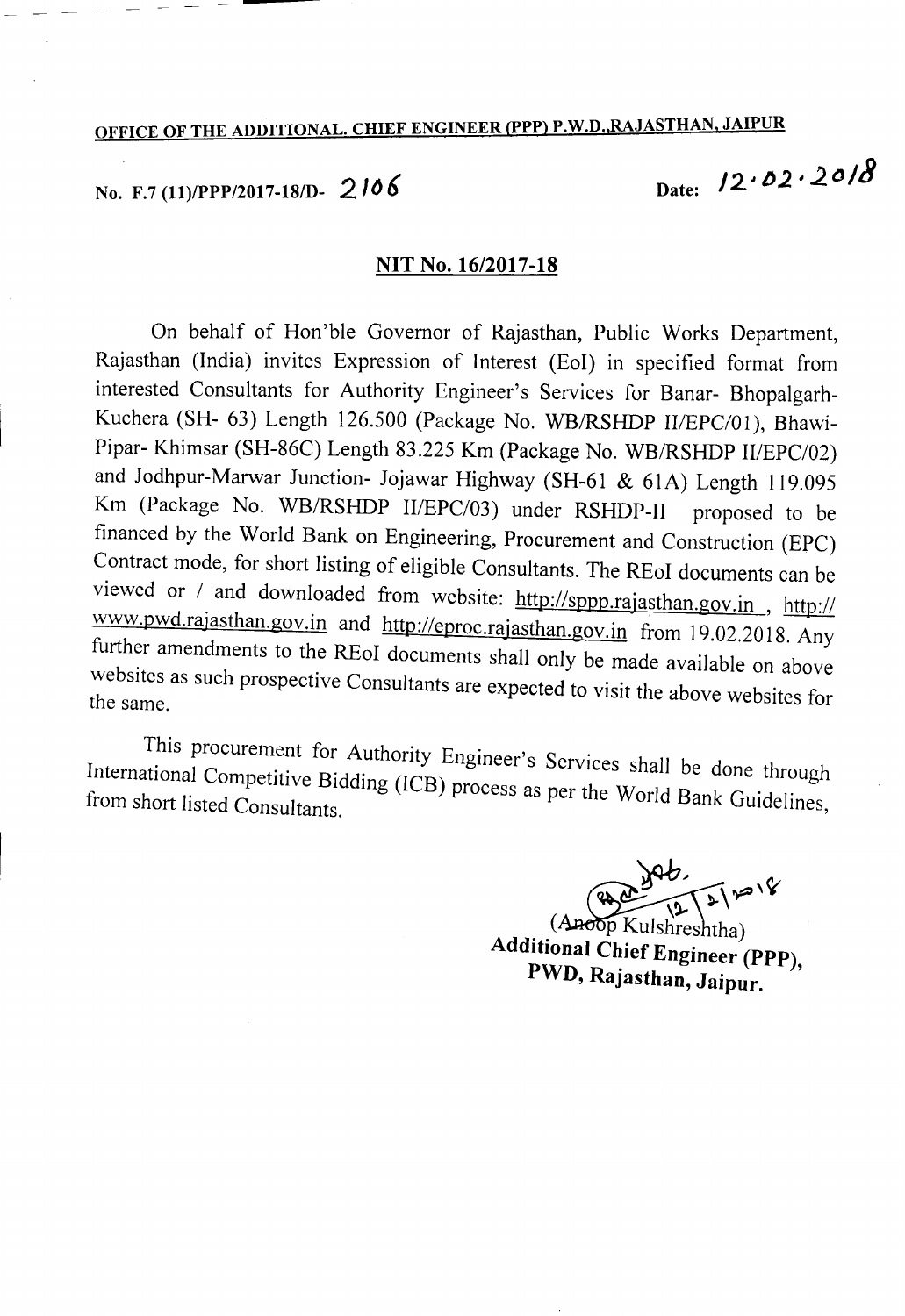**OFFICE OF THE ADDITIONAL. CHIEF ENGINEER (PPP) P.W.D.,RAJASTHAN, JAIPUR**

No. F.7 (11)/PPP/2017-18/D- 2106 Date: 12.02.2018

## NIT No. 16/2017-18

On behalf of Hon'ble Governor of Rajasthan, Public Works Department, Rajasthan (India) invites Expression of Interest (EoI) in specified format from interested Consultants for Authority Engineer's Services for Banar- Bhopalgarh-Kuchera (SH- 63) Length 126.500 (Package No. WB/RSHDP II/EPC/01), Bhawi-Pipar- Khimsar (SH-86C) Length 83.225 Km (Package No. WB/RSHDP II/EPC/02) and Jodhpur-Marwar Junction- Jojawar Highway (SH-61 & 61A) Length 119.095 Km (Package No. WB/RSHDP II/EPC/03) under RSHDP-II proposed to be financed by the World Bank on Engineering, Procurement and Construction (EPC) Contract mode, for short listing of eligible Consultants. The REoI documents can be viewed or / and downloaded from website: http://sppp.rajasthan.gov.in , http://www.pwd.rajasthan.gov.in and http://eproc.rajasthan.gov.in from 19.02.2018. Any further amendments to the REoI documents shall only be made available on above websites as such prospective Consultants are expected to visit the above websites for the same.

This procurement for Authority Engineer's Services shall be done through International Competitive Bidding (ICB) process as per the World Bank Guidelines, from short listed Consultants.

(Anoop Kulshreshtha)
**Additional Chief Engineer (PPP),**
**PWD, Rajasthan, Jaipur.**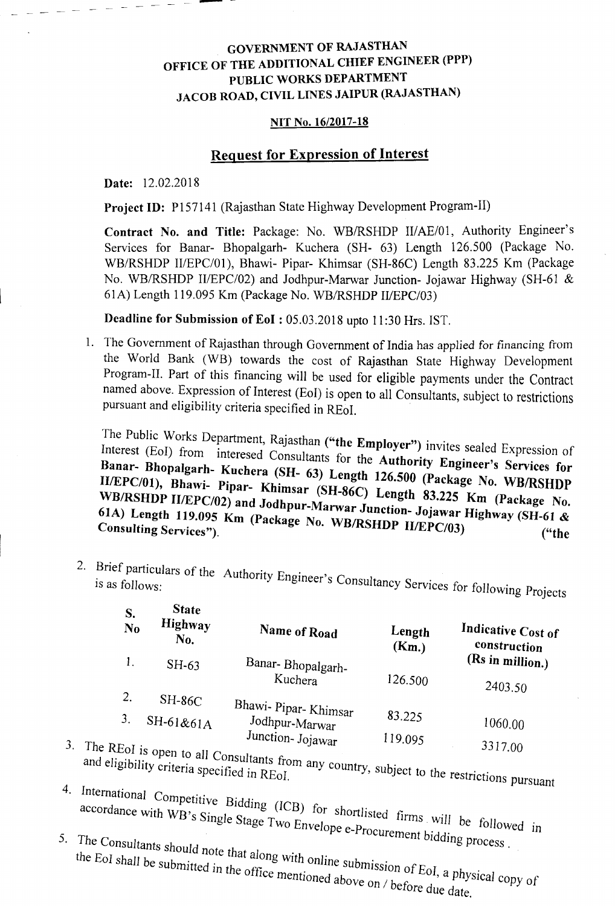**GOVERNMENT OF RAJASTHAN**
**OFFICE OF THE ADDITIONAL CHIEF ENGINEER (PPP)**
**PUBLIC WORKS DEPARTMENT**
**JACOB ROAD, CIVIL LINES JAIPUR (RAJASTHAN)**

**NIT No. 16/2017-18**

## Request for Expression of Interest

**Date:** 12.02.2018

**Project ID:** P157141 (Rajasthan State Highway Development Program-II)

**Contract No. and Title:** Package: No. WB/RSHDP II/AE/01, Authority Engineer's Services for Banar- Bhopalgarh- Kuchera (SH- 63) Length 126.500 (Package No. WB/RSHDP II/EPC/01), Bhawi- Pipar- Khimsar (SH-86C) Length 83.225 Km (Package No. WB/RSHDP II/EPC/02) and Jodhpur-Marwar Junction- Jojawar Highway (SH-61 & 61A) Length 119.095 Km (Package No. WB/RSHDP II/EPC/03)

**Deadline for Submission of EoI :** 05.03.2018 upto 11:30 Hrs. IST.

1. The Government of Rajasthan through Government of India has applied for financing from the World Bank (WB) towards the cost of Rajasthan State Highway Development Program-II. Part of this financing will be used for eligible payments under the Contract named above. Expression of Interest (EoI) is open to all Consultants, subject to restrictions pursuant and eligibility criteria specified in REoI.

   The Public Works Department, Rajasthan **("the Employer")** invites sealed Expression of Interest (EoI) from interesed Consultants for the **Authority Engineer's Services for Banar- Bhopalgarh- Kuchera (SH- 63) Length 126.500 (Package No. WB/RSHDP II/EPC/01), Bhawi- Pipar- Khimsar (SH-86C) Length 83.225 Km (Package No. WB/RSHDP II/EPC/02) and Jodhpur-Marwar Junction- Jojawar Highway (SH-61 & 61A) Length 119.095 Km (Package No. WB/RSHDP II/EPC/03)** ("the **Consulting Services"**).

2. Brief particulars of the Authority Engineer's Consultancy Services for following Projects is as follows:

| S. No | State Highway No. | Name of Road | Length (Km.) | Indicative Cost of construction (Rs in million.) |
|---|---|---|---|---|
| 1. | SH-63 | Banar- Bhopalgarh- Kuchera | 126.500 | 2403.50 |
| 2. | SH-86C | Bhawi- Pipar- Khimsar | 83.225 | 1060.00 |
| 3. | SH-61&61A | Jodhpur-Marwar Junction- Jojawar | 119.095 | 3317.00 |

3. The REoI is open to all Consultants from any country, subject to the restrictions pursuant and eligibility criteria specified in REoI.

4. International Competitive Bidding (ICB) for shortlisted firms will be followed in accordance with WB's Single Stage Two Envelope e-Procurement bidding process .

5. The Consultants should note that along with online submission of EoI, a physical copy of the EoI shall be submitted in the office mentioned above on / before due date.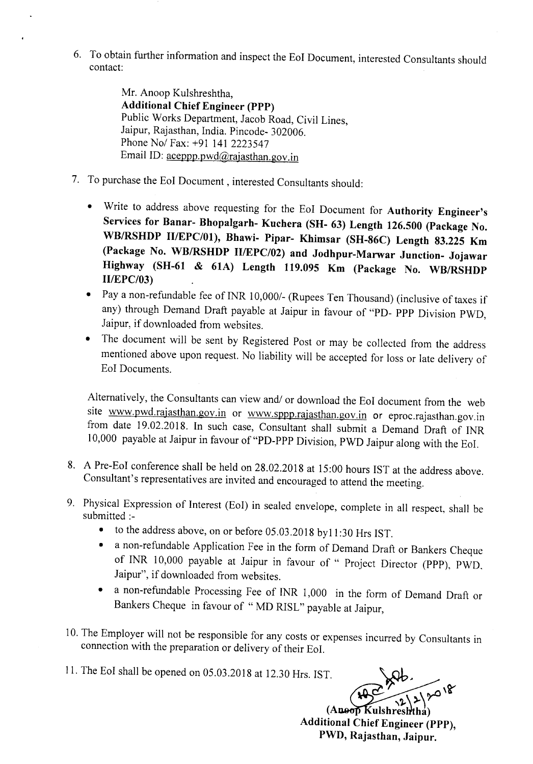6. To obtain further information and inspect the EoI Document, interested Consultants should contact:

   Mr. Anoop Kulshreshtha,
   **Additional Chief Engineer (PPP)**
   Public Works Department, Jacob Road, Civil Lines,
   Jaipur, Rajasthan, India. Pincode- 302006.
   Phone No/ Fax: +91 141 2223547
   Email ID: aceppp.pwd@rajasthan.gov.in

7. To purchase the EoI Document , interested Consultants should:

   - Write to address above requesting for the EoI Document for **Authority Engineer's Services for Banar- Bhopalgarh- Kuchera (SH- 63) Length 126.500 (Package No. WB/RSHDP II/EPC/01), Bhawi- Pipar- Khimsar (SH-86C) Length 83.225 Km (Package No. WB/RSHDP II/EPC/02) and Jodhpur-Marwar Junction- Jojawar Highway (SH-61 & 61A) Length 119.095 Km (Package No. WB/RSHDP II/EPC/03)**
   - Pay a non-refundable fee of INR 10,000/- (Rupees Ten Thousand) (inclusive of taxes if any) through Demand Draft payable at Jaipur in favour of "PD- PPP Division PWD, Jaipur, if downloaded from websites.
   - The document will be sent by Registered Post or may be collected from the address mentioned above upon request. No liability will be accepted for loss or late delivery of EoI Documents.

   Alternatively, the Consultants can view and/ or download the EoI document from the web site www.pwd.rajasthan.gov.in or www.sppp.rajasthan.gov.in or eproc.rajasthan.gov.in from date 19.02.2018. In such case, Consultant shall submit a Demand Draft of INR 10,000 payable at Jaipur in favour of "PD-PPP Division, PWD Jaipur along with the EoI.

8. A Pre-EoI conference shall be held on 28.02.2018 at 15:00 hours IST at the address above. Consultant's representatives are invited and encouraged to attend the meeting.

9. Physical Expression of Interest (EoI) in sealed envelope, complete in all respect, shall be submitted :-
   - to the address above, on or before 05.03.2018 by11:30 Hrs IST.
   - a non-refundable Application Fee in the form of Demand Draft or Bankers Cheque of INR 10,000 payable at Jaipur in favour of " Project Director (PPP), PWD, Jaipur", if downloaded from websites.
   - a non-refundable Processing Fee of INR 1,000 in the form of Demand Draft or Bankers Cheque in favour of " MD RISL" payable at Jaipur,

10. The Employer will not be responsible for any costs or expenses incurred by Consultants in connection with the preparation or delivery of their EoI.

11. The EoI shall be opened on 05.03.2018 at 12.30 Hrs. IST.

12/2/2018

(Anoop Kulshreshtha)
**Additional Chief Engineer (PPP),**
**PWD, Rajasthan, Jaipur.**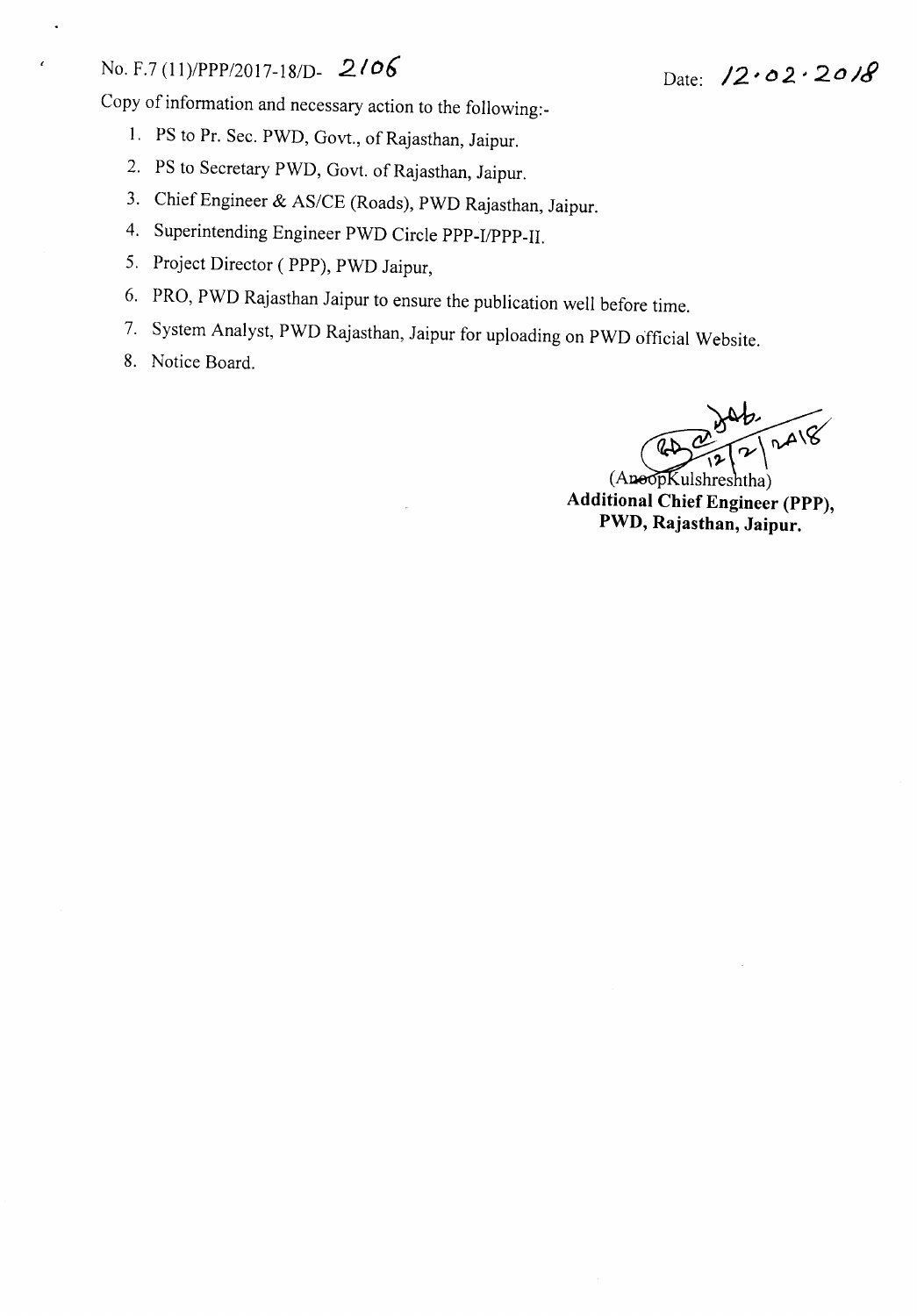No. F.7 (11)/PPP/2017-18/D- 2106 Date: 12.02.2018

Copy of information and necessary action to the following:-

1. PS to Pr. Sec. PWD, Govt., of Rajasthan, Jaipur.
2. PS to Secretary PWD, Govt. of Rajasthan, Jaipur.
3. Chief Engineer & AS/CE (Roads), PWD Rajasthan, Jaipur.
4. Superintending Engineer PWD Circle PPP-I/PPP-II.
5. Project Director ( PPP), PWD Jaipur,
6. PRO, PWD Rajasthan Jaipur to ensure the publication well before time.
7. System Analyst, PWD Rajasthan, Jaipur for uploading on PWD official Website.
8. Notice Board.

12/2/2018

(AnoopKulshreshtha)
**Additional Chief Engineer (PPP),**
**PWD, Rajasthan, Jaipur.**